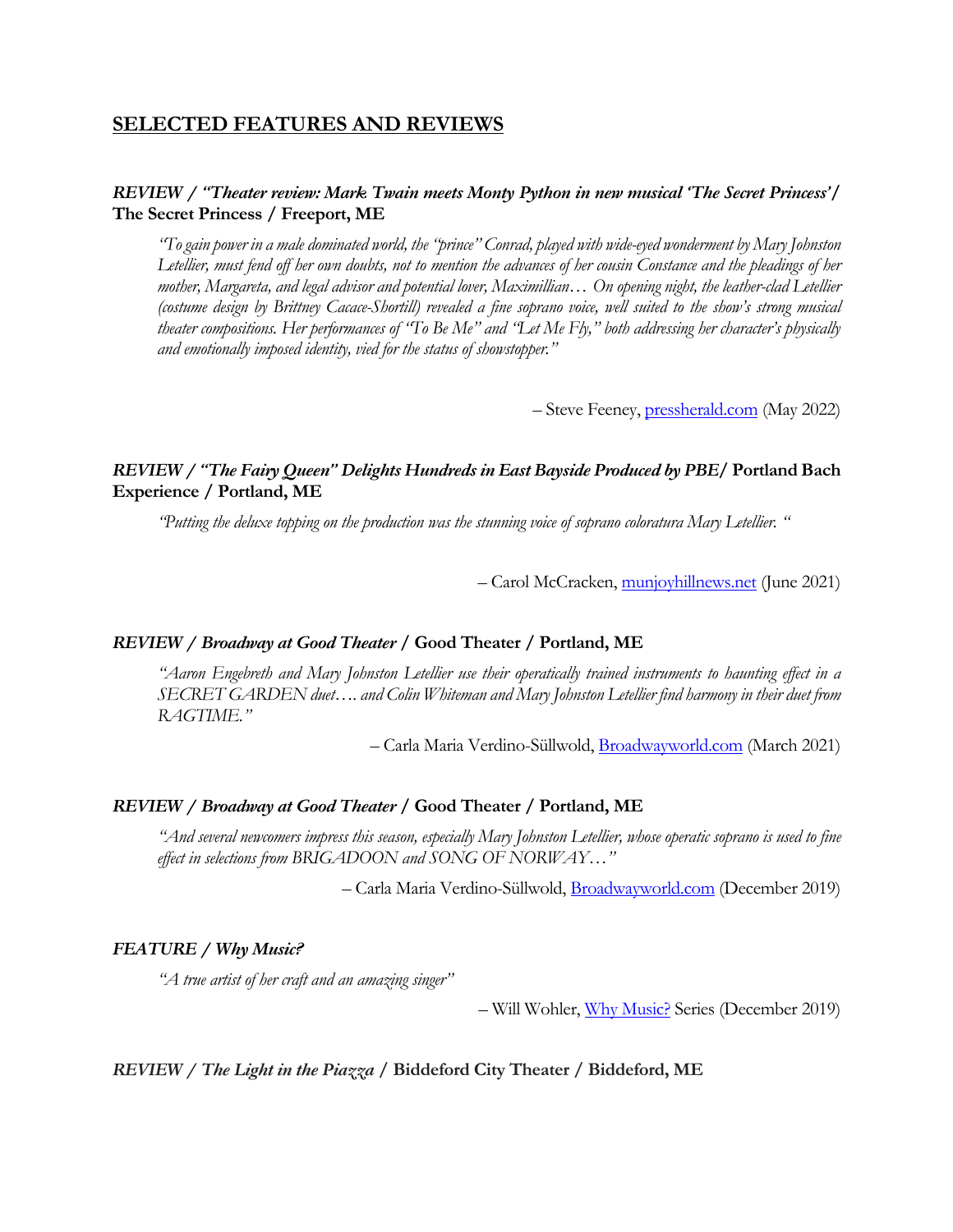## SELECTED FEATURES AND REVIEWS

***REVIEW / "Theater review: Mark Twain meets Monty Python in new musical 'The Secret Princess'*** **/ The Secret Princess / Freeport, ME**

> *"To gain power in a male dominated world, the "prince" Conrad, played with wide-eyed wonderment by Mary Johnston Letellier, must fend off her own doubts, not to mention the advances of her cousin Constance and the pleadings of her mother, Margareta, and legal advisor and potential lover, Maximillian… On opening night, the leather-clad Letellier (costume design by Brittney Cacace-Shortill) revealed a fine soprano voice, well suited to the show's strong musical theater compositions. Her performances of "To Be Me" and "Let Me Fly," both addressing her character's physically and emotionally imposed identity, vied for the status of showstopper."*

– Steve Feeney, pressherald.com (May 2022)

***REVIEW / "The Fairy Queen" Delights Hundreds in East Bayside Produced by PBE*** **/ Portland Bach Experience / Portland, ME**

> *"Putting the deluxe topping on the production was the stunning voice of soprano coloratura Mary Letellier. "*

– Carol McCracken, munjoyhillnews.net (June 2021)

***REVIEW / Broadway at Good Theater*** **/ Good Theater / Portland, ME**

> *"Aaron Engebreth and Mary Johnston Letellier use their operatically trained instruments to haunting effect in a SECRET GARDEN duet…. and Colin Whiteman and Mary Johnston Letellier find harmony in their duet from RAGTIME."*

– Carla Maria Verdino-Süllwold, Broadwayworld.com (March 2021)

***REVIEW / Broadway at Good Theater*** **/ Good Theater / Portland, ME**

> *"And several newcomers impress this season, especially Mary Johnston Letellier, whose operatic soprano is used to fine effect in selections from BRIGADOON and SONG OF NORWAY…"*

– Carla Maria Verdino-Süllwold, Broadwayworld.com (December 2019)

***FEATURE / Why Music?***

> *"A true artist of her craft and an amazing singer"*

– Will Wohler, Why Music? Series (December 2019)

***REVIEW / The Light in the Piazza*** **/ Biddeford City Theater / Biddeford, ME**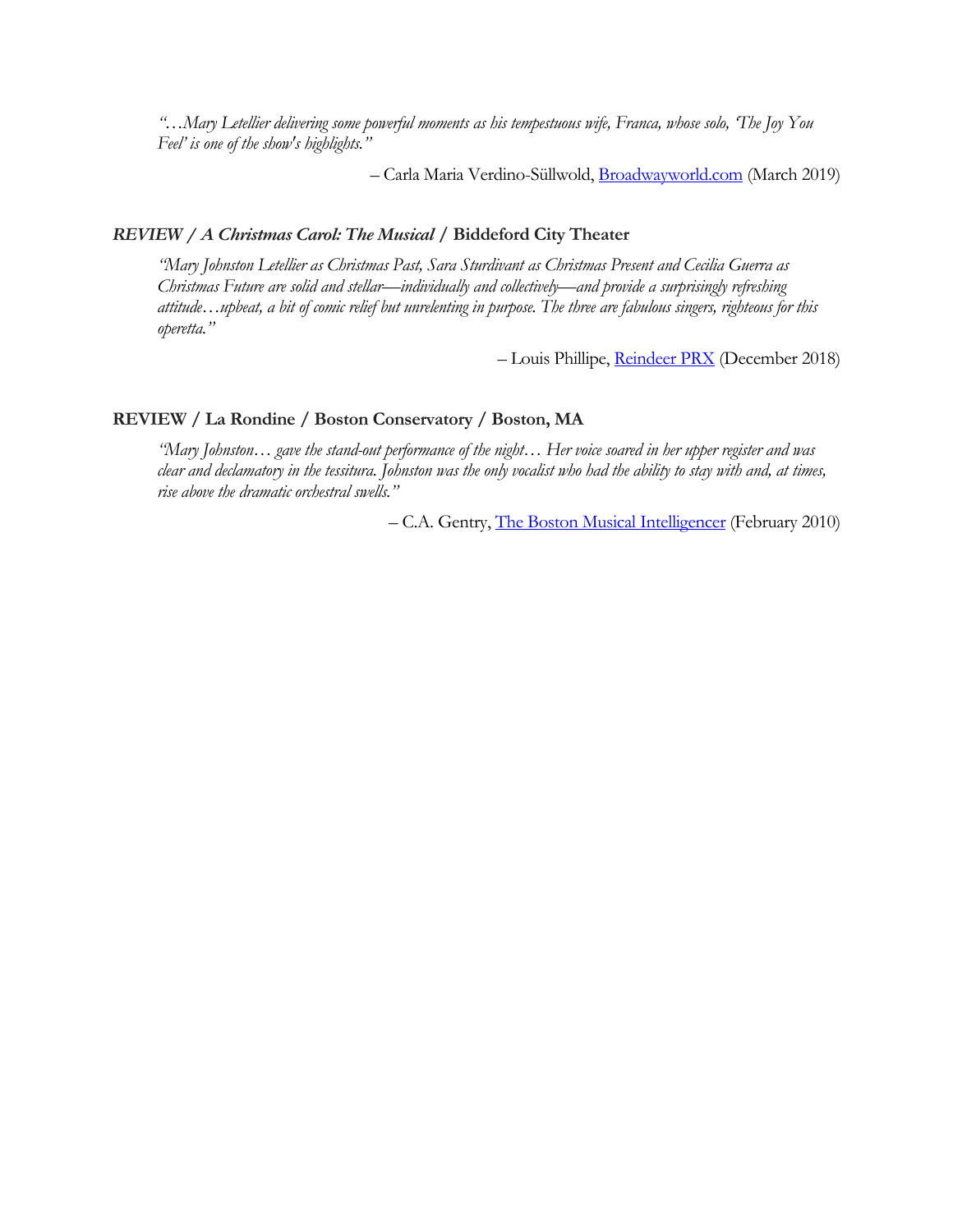*"…Mary Letellier delivering some powerful moments as his tempestuous wife, Franca, whose solo, 'The Joy You Feel' is one of the show's highlights."*

– Carla Maria Verdino-Süllwold, [Broadwayworld.com](Broadwayworld.com) (March 2019)

### ***REVIEW / A Christmas Carol: The Musical*** **/ Biddeford City Theater**

*"Mary Johnston Letellier as Christmas Past, Sara Sturdivant as Christmas Present and Cecilia Guerra as Christmas Future are solid and stellar—individually and collectively—and provide a surprisingly refreshing attitude…upbeat, a bit of comic relief but unrelenting in purpose. The three are fabulous singers, righteous for this operetta."*

– Louis Phillipe, [Reindeer PRX](Reindeer PRX) (December 2018)

### **REVIEW / La Rondine / Boston Conservatory / Boston, MA**

*"Mary Johnston… gave the stand-out performance of the night… Her voice soared in her upper register and was clear and declamatory in the tessitura. Johnston was the only vocalist who had the ability to stay with and, at times, rise above the dramatic orchestral swells."*

– C.A. Gentry, [The Boston Musical Intelligencer](The Boston Musical Intelligencer) (February 2010)